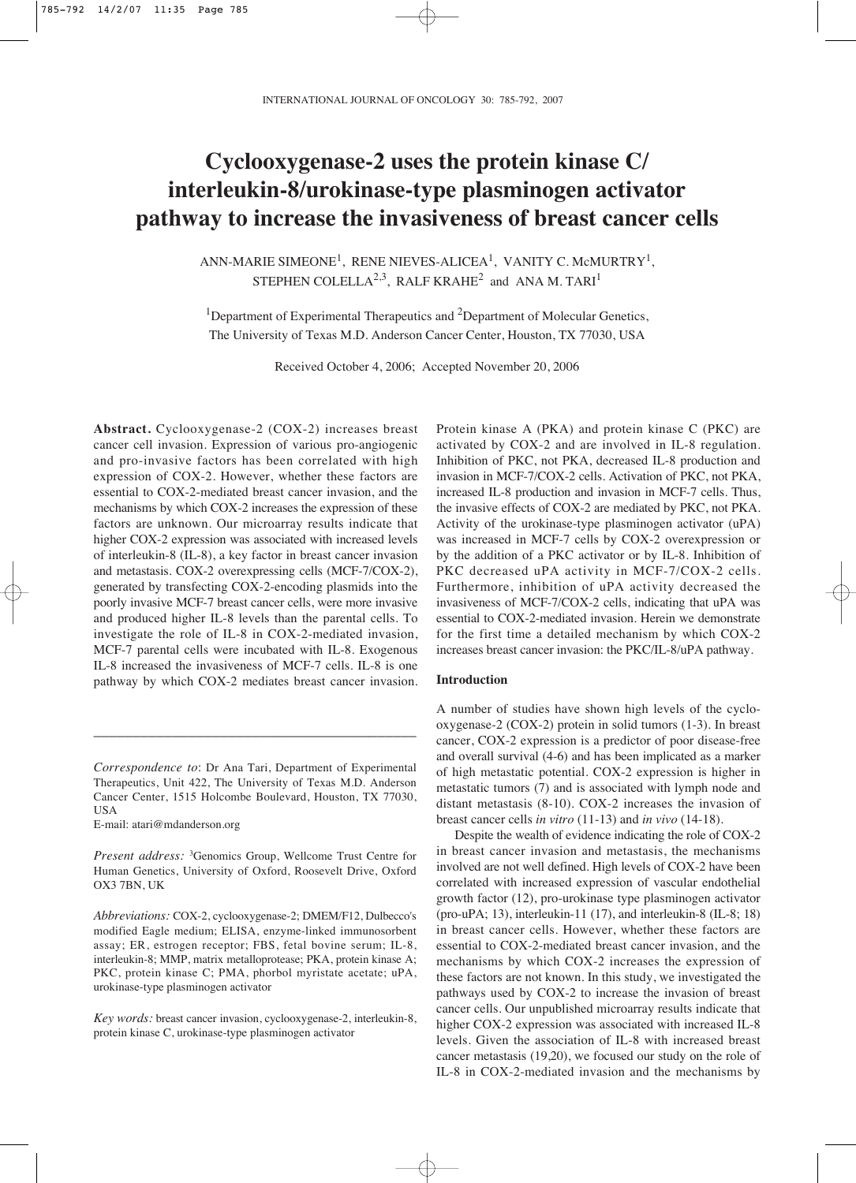# Cyclooxygenase-2 uses the protein kinase C/ interleukin-8/urokinase-type plasminogen activator pathway to increase the invasiveness of breast cancer cells

ANN-MARIE SIMEONE[1], RENE NIEVES-ALICEA[1], VANITY C. McMURTRY[1], STEPHEN COLELLA[2,3], RALF KRAHE[2] and ANA M. TARI[1]

[1]Department of Experimental Therapeutics and [2]Department of Molecular Genetics, The University of Texas M.D. Anderson Cancer Center, Houston, TX 77030, USA

Received October 4, 2006; Accepted November 20, 2006

**Abstract.** Cyclooxygenase-2 (COX-2) increases breast cancer cell invasion. Expression of various pro-angiogenic and pro-invasive factors has been correlated with high expression of COX-2. However, whether these factors are essential to COX-2-mediated breast cancer invasion, and the mechanisms by which COX-2 increases the expression of these factors are unknown. Our microarray results indicate that higher COX-2 expression was associated with increased levels of interleukin-8 (IL-8), a key factor in breast cancer invasion and metastasis. COX-2 overexpressing cells (MCF-7/COX-2), generated by transfecting COX-2-encoding plasmids into the poorly invasive MCF-7 breast cancer cells, were more invasive and produced higher IL-8 levels than the parental cells. To investigate the role of IL-8 in COX-2-mediated invasion, MCF-7 parental cells were incubated with IL-8. Exogenous IL-8 increased the invasiveness of MCF-7 cells. IL-8 is one pathway by which COX-2 mediates breast cancer invasion. Protein kinase A (PKA) and protein kinase C (PKC) are activated by COX-2 and are involved in IL-8 regulation. Inhibition of PKC, not PKA, decreased IL-8 production and invasion in MCF-7/COX-2 cells. Activation of PKC, not PKA, increased IL-8 production and invasion in MCF-7 cells. Thus, the invasive effects of COX-2 are mediated by PKC, not PKA. Activity of the urokinase-type plasminogen activator (uPA) was increased in MCF-7 cells by COX-2 overexpression or by the addition of a PKC activator or by IL-8. Inhibition of PKC decreased uPA activity in MCF-7/COX-2 cells. Furthermore, inhibition of uPA activity decreased the invasiveness of MCF-7/COX-2 cells, indicating that uPA was essential to COX-2-mediated invasion. Herein we demonstrate for the first time a detailed mechanism by which COX-2 increases breast cancer invasion: the PKC/IL-8/uPA pathway.

---

*Correspondence to*: Dr Ana Tari, Department of Experimental Therapeutics, Unit 422, The University of Texas M.D. Anderson Cancer Center, 1515 Holcombe Boulevard, Houston, TX 77030, USA
E-mail: atari@mdanderson.org

*Present address:* [3]Genomics Group, Wellcome Trust Centre for Human Genetics, University of Oxford, Roosevelt Drive, Oxford OX3 7BN, UK

*Abbreviations:* COX-2, cyclooxygenase-2; DMEM/F12, Dulbecco's modified Eagle medium; ELISA, enzyme-linked immunosorbent assay; ER, estrogen receptor; FBS, fetal bovine serum; IL-8, interleukin-8; MMP, matrix metalloprotease; PKA, protein kinase A; PKC, protein kinase C; PMA, phorbol myristate acetate; uPA, urokinase-type plasminogen activator

*Key words:* breast cancer invasion, cyclooxygenase-2, interleukin-8, protein kinase C, urokinase-type plasminogen activator

## Introduction

A number of studies have shown high levels of the cyclooxygenase-2 (COX-2) protein in solid tumors (1-3). In breast cancer, COX-2 expression is a predictor of poor disease-free and overall survival (4-6) and has been implicated as a marker of high metastatic potential. COX-2 expression is higher in metastatic tumors (7) and is associated with lymph node and distant metastasis (8-10). COX-2 increases the invasion of breast cancer cells *in vitro* (11-13) and *in vivo* (14-18).

Despite the wealth of evidence indicating the role of COX-2 in breast cancer invasion and metastasis, the mechanisms involved are not well defined. High levels of COX-2 have been correlated with increased expression of vascular endothelial growth factor (12), pro-urokinase type plasminogen activator (pro-uPA; 13), interleukin-11 (17), and interleukin-8 (IL-8; 18) in breast cancer cells. However, whether these factors are essential to COX-2-mediated breast cancer invasion, and the mechanisms by which COX-2 increases the expression of these factors are not known. In this study, we investigated the pathways used by COX-2 to increase the invasion of breast cancer cells. Our unpublished microarray results indicate that higher COX-2 expression was associated with increased IL-8 levels. Given the association of IL-8 with increased breast cancer metastasis (19,20), we focused our study on the role of IL-8 in COX-2-mediated invasion and the mechanisms by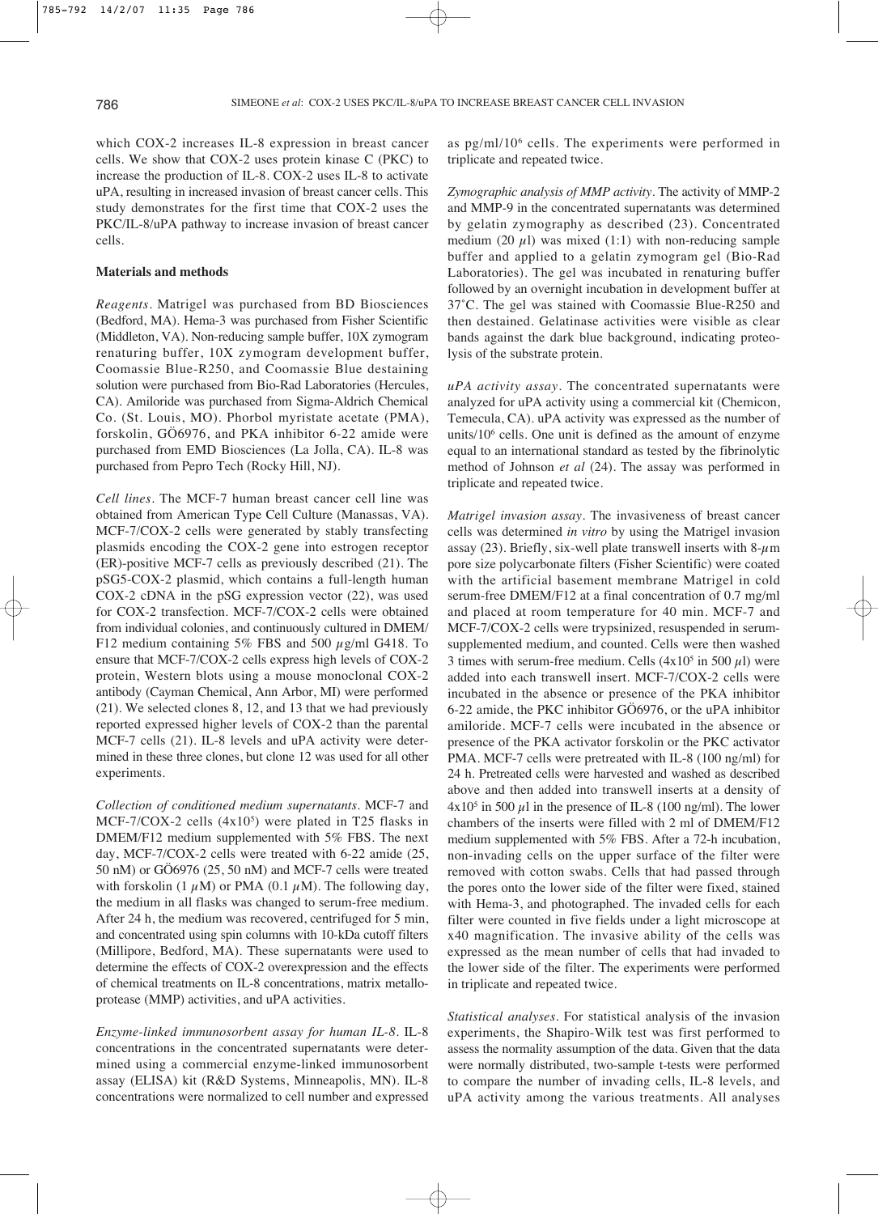which COX-2 increases IL-8 expression in breast cancer cells. We show that COX-2 uses protein kinase C (PKC) to increase the production of IL-8. COX-2 uses IL-8 to activate uPA, resulting in increased invasion of breast cancer cells. This study demonstrates for the first time that COX-2 uses the PKC/IL-8/uPA pathway to increase invasion of breast cancer cells.

## Materials and methods

*Reagents.* Matrigel was purchased from BD Biosciences (Bedford, MA). Hema-3 was purchased from Fisher Scientific (Middleton, VA). Non-reducing sample buffer, 10X zymogram renaturing buffer, 10X zymogram development buffer, Coomassie Blue-R250, and Coomassie Blue destaining solution were purchased from Bio-Rad Laboratories (Hercules, CA). Amiloride was purchased from Sigma-Aldrich Chemical Co. (St. Louis, MO). Phorbol myristate acetate (PMA), forskolin, GÖ6976, and PKA inhibitor 6-22 amide were purchased from EMD Biosciences (La Jolla, CA). IL-8 was purchased from Pepro Tech (Rocky Hill, NJ).

*Cell lines.* The MCF-7 human breast cancer cell line was obtained from American Type Cell Culture (Manassas, VA). MCF-7/COX-2 cells were generated by stably transfecting plasmids encoding the COX-2 gene into estrogen receptor (ER)-positive MCF-7 cells as previously described (21). The pSG5-COX-2 plasmid, which contains a full-length human COX-2 cDNA in the pSG expression vector (22), was used for COX-2 transfection. MCF-7/COX-2 cells were obtained from individual colonies, and continuously cultured in DMEM/F12 medium containing 5% FBS and 500 $\mu$g/ml G418. To ensure that MCF-7/COX-2 cells express high levels of COX-2 protein, Western blots using a mouse monoclonal COX-2 antibody (Cayman Chemical, Ann Arbor, MI) were performed (21). We selected clones 8, 12, and 13 that we had previously reported expressed higher levels of COX-2 than the parental MCF-7 cells (21). IL-8 levels and uPA activity were determined in these three clones, but clone 12 was used for all other experiments.

*Collection of conditioned medium supernatants.* MCF-7 and MCF-7/COX-2 cells ($4\times10^5$) were plated in T25 flasks in DMEM/F12 medium supplemented with 5% FBS. The next day, MCF-7/COX-2 cells were treated with 6-22 amide (25, 50 nM) or GÖ6976 (25, 50 nM) and MCF-7 cells were treated with forskolin (1 $\mu$M) or PMA (0.1 $\mu$M). The following day, the medium in all flasks was changed to serum-free medium. After 24 h, the medium was recovered, centrifuged for 5 min, and concentrated using spin columns with 10-kDa cutoff filters (Millipore, Bedford, MA). These supernatants were used to determine the effects of COX-2 overexpression and the effects of chemical treatments on IL-8 concentrations, matrix metalloprotease (MMP) activities, and uPA activities.

*Enzyme-linked immunosorbent assay for human IL-8.* IL-8 concentrations in the concentrated supernatants were determined using a commercial enzyme-linked immunosorbent assay (ELISA) kit (R&D Systems, Minneapolis, MN). IL-8 concentrations were normalized to cell number and expressed as pg/ml/$10^6$ cells. The experiments were performed in triplicate and repeated twice.

*Zymographic analysis of MMP activity.* The activity of MMP-2 and MMP-9 in the concentrated supernatants was determined by gelatin zymography as described (23). Concentrated medium (20 $\mu$l) was mixed (1:1) with non-reducing sample buffer and applied to a gelatin zymogram gel (Bio-Rad Laboratories). The gel was incubated in renaturing buffer followed by an overnight incubation in development buffer at 37˚C. The gel was stained with Coomassie Blue-R250 and then destained. Gelatinase activities were visible as clear bands against the dark blue background, indicating proteolysis of the substrate protein.

*uPA activity assay.* The concentrated supernatants were analyzed for uPA activity using a commercial kit (Chemicon, Temecula, CA). uPA activity was expressed as the number of units/$10^6$ cells. One unit is defined as the amount of enzyme equal to an international standard as tested by the fibrinolytic method of Johnson *et al* (24). The assay was performed in triplicate and repeated twice.

*Matrigel invasion assay.* The invasiveness of breast cancer cells was determined *in vitro* by using the Matrigel invasion assay (23). Briefly, six-well plate transwell inserts with 8-$\mu$m pore size polycarbonate filters (Fisher Scientific) were coated with the artificial basement membrane Matrigel in cold serum-free DMEM/F12 at a final concentration of 0.7 mg/ml and placed at room temperature for 40 min. MCF-7 and MCF-7/COX-2 cells were trypsinized, resuspended in serum-supplemented medium, and counted. Cells were then washed 3 times with serum-free medium. Cells ($4\times10^5$ in 500 $\mu$l) were added into each transwell insert. MCF-7/COX-2 cells were incubated in the absence or presence of the PKA inhibitor 6-22 amide, the PKC inhibitor GÖ6976, or the uPA inhibitor amiloride. MCF-7 cells were incubated in the absence or presence of the PKA activator forskolin or the PKC activator PMA. MCF-7 cells were pretreated with IL-8 (100 ng/ml) for 24 h. Pretreated cells were harvested and washed as described above and then added into transwell inserts at a density of $4\times10^5$ in 500 $\mu$l in the presence of IL-8 (100 ng/ml). The lower chambers of the inserts were filled with 2 ml of DMEM/F12 medium supplemented with 5% FBS. After a 72-h incubation, non-invading cells on the upper surface of the filter were removed with cotton swabs. Cells that had passed through the pores onto the lower side of the filter were fixed, stained with Hema-3, and photographed. The invaded cells for each filter were counted in five fields under a light microscope at x40 magnification. The invasive ability of the cells was expressed as the mean number of cells that had invaded to the lower side of the filter. The experiments were performed in triplicate and repeated twice.

*Statistical analyses.* For statistical analysis of the invasion experiments, the Shapiro-Wilk test was first performed to assess the normality assumption of the data. Given that the data were normally distributed, two-sample t-tests were performed to compare the number of invading cells, IL-8 levels, and uPA activity among the various treatments. All analyses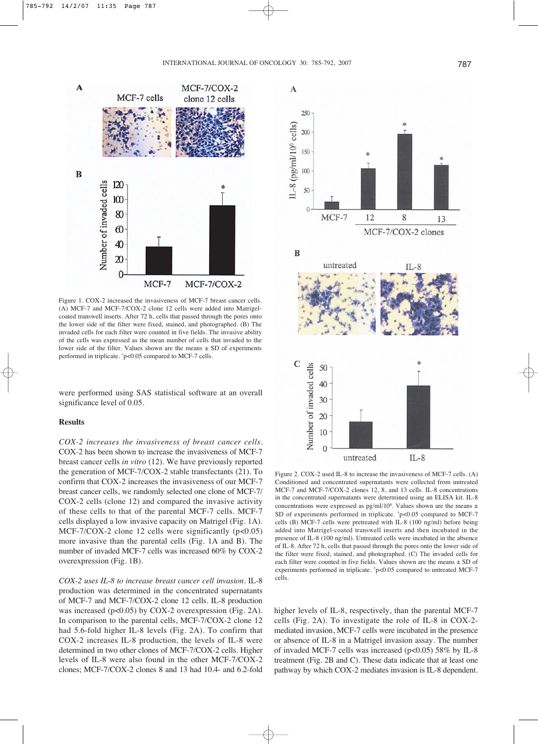Figure 1. COX-2 increased the invasiveness of MCF-7 breast cancer cells. (A) MCF-7 and MCF-7/COX-2 clone 12 cells were added into Matrigel-coated transwell inserts. After 72 h, cells that passed through the pores onto the lower side of the filter were fixed, stained, and photographed. (B) The invaded cells for each filter were counted in five fields. The invasive ability of the cells was expressed as the mean number of cells that invaded to the lower side of the filter. Values shown are the means ± SD of experiments performed in triplicate. *p<0.05 compared to MCF-7 cells.

were performed using SAS statistical software at an overall significance level of 0.05.

## Results

*COX-2 increases the invasiveness of breast cancer cells*. COX-2 has been shown to increase the invasiveness of MCF-7 breast cancer cells *in vitro* (12). We have previously reported the generation of MCF-7/COX-2 stable transfectants (21). To confirm that COX-2 increases the invasiveness of our MCF-7 breast cancer cells, we randomly selected one clone of MCF-7/COX-2 cells (clone 12) and compared the invasive activity of these cells to that of the parental MCF-7 cells. MCF-7 cells displayed a low invasive capacity on Matrigel (Fig. 1A). MCF-7/COX-2 clone 12 cells were significantly (p<0.05) more invasive than the parental cells (Fig. 1A and B). The number of invaded MCF-7 cells was increased 60% by COX-2 overexpression (Fig. 1B).

*COX-2 uses IL-8 to increase breast cancer cell invasion*. IL-8 production was determined in the concentrated supernatants of MCF-7 and MCF-7/COX-2 clone 12 cells. IL-8 production was increased (p<0.05) by COX-2 overexpression (Fig. 2A). In comparison to the parental cells, MCF-7/COX-2 clone 12 had 5.6-fold higher IL-8 levels (Fig. 2A). To confirm that COX-2 increases IL-8 production, the levels of IL-8 were determined in two other clones of MCF-7/COX-2 cells. Higher levels of IL-8 were also found in the other MCF-7/COX-2 clones; MCF-7/COX-2 clones 8 and 13 had 10.4- and 6.2-fold higher levels of IL-8, respectively, than the parental MCF-7 cells (Fig. 2A). To investigate the role of IL-8 in COX-2-mediated invasion, MCF-7 cells were incubated in the presence or absence of IL-8 in a Matrigel invasion assay. The number of invaded MCF-7 cells was increased (p<0.05) 58% by IL-8 treatment (Fig. 2B and C). These data indicate that at least one pathway by which COX-2 mediates invasion is IL-8 dependent.

Figure 2. COX-2 used IL-8 to increase the invasiveness of MCF-7 cells. (A) Conditioned and concentrated supernatants were collected from untreated MCF-7 and MCF-7/COX-2 clones 12, 8, and 13 cells. IL-8 concentrations in the concentrated supernatants were determined using an ELISA kit. IL-8 concentrations were expressed as pg/ml/$10^6$. Values shown are the means ± SD of experiments performed in triplicate. *p<0.05 compared to MCF-7 cells (B) MCF-7 cells were pretreated with IL-8 (100 ng/ml) before being added into Matrigel-coated transwell inserts and then incubated in the presence of IL-8 (100 ng/ml). Untreated cells were incubated in the absence of IL-8. After 72 h, cells that passed through the pores onto the lower side of the filter were fixed, stained, and photographed. (C) The invaded cells for each filter were counted in five fields. Values shown are the means ± SD of experiments performed in triplicate. *p<0.05 compared to untreated MCF-7 cells.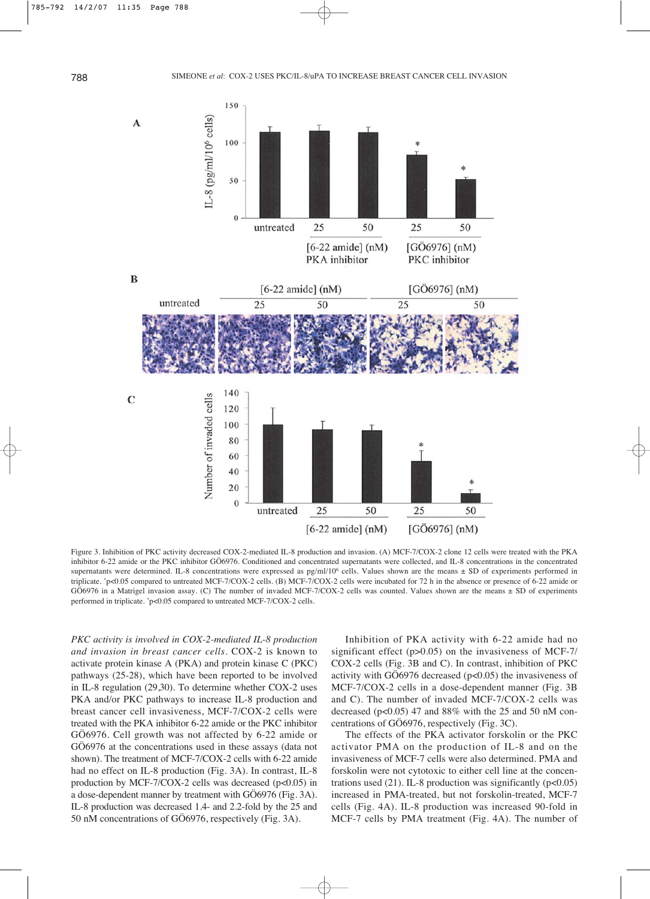Figure 3. Inhibition of PKC activity decreased COX-2-mediated IL-8 production and invasion. (A) MCF-7/COX-2 clone 12 cells were treated with the PKA inhibitor 6-22 amide or the PKC inhibitor GÖ6976. Conditioned and concentrated supernatants were collected, and IL-8 concentrations in the concentrated supernatants were determined. IL-8 concentrations were expressed as pg/ml/$10^6$ cells. Values shown are the means ± SD of experiments performed in triplicate. *p<0.05 compared to untreated MCF-7/COX-2 cells. (B) MCF-7/COX-2 cells were incubated for 72 h in the absence or presence of 6-22 amide or GÖ6976 in a Matrigel invasion assay. (C) The number of invaded MCF-7/COX-2 cells was counted. Values shown are the means ± SD of experiments performed in triplicate. *p<0.05 compared to untreated MCF-7/COX-2 cells.

*PKC activity is involved in COX-2-mediated IL-8 production and invasion in breast cancer cells*. COX-2 is known to activate protein kinase A (PKA) and protein kinase C (PKC) pathways (25-28), which have been reported to be involved in IL-8 regulation (29,30). To determine whether COX-2 uses PKA and/or PKC pathways to increase IL-8 production and breast cancer cell invasiveness, MCF-7/COX-2 cells were treated with the PKA inhibitor 6-22 amide or the PKC inhibitor GÖ6976. Cell growth was not affected by 6-22 amide or GÖ6976 at the concentrations used in these assays (data not shown). The treatment of MCF-7/COX-2 cells with 6-22 amide had no effect on IL-8 production (Fig. 3A). In contrast, IL-8 production by MCF-7/COX-2 cells was decreased ($p<0.05$) in a dose-dependent manner by treatment with GÖ6976 (Fig. 3A). IL-8 production was decreased 1.4- and 2.2-fold by the 25 and 50 nM concentrations of GÖ6976, respectively (Fig. 3A).

Inhibition of PKA activity with 6-22 amide had no significant effect ($p>0.05$) on the invasiveness of MCF-7/COX-2 cells (Fig. 3B and C). In contrast, inhibition of PKC activity with GÖ6976 decreased ($p<0.05$) the invasiveness of MCF-7/COX-2 cells in a dose-dependent manner (Fig. 3B and C). The number of invaded MCF-7/COX-2 cells was decreased ($p<0.05$) 47 and 88% with the 25 and 50 nM concentrations of GÖ6976, respectively (Fig. 3C).

The effects of the PKA activator forskolin or the PKC activator PMA on the production of IL-8 and on the invasiveness of MCF-7 cells were also determined. PMA and forskolin were not cytotoxic to either cell line at the concentrations used (21). IL-8 production was significantly ($p<0.05$) increased in PMA-treated, but not forskolin-treated, MCF-7 cells (Fig. 4A). IL-8 production was increased 90-fold in MCF-7 cells by PMA treatment (Fig. 4A). The number of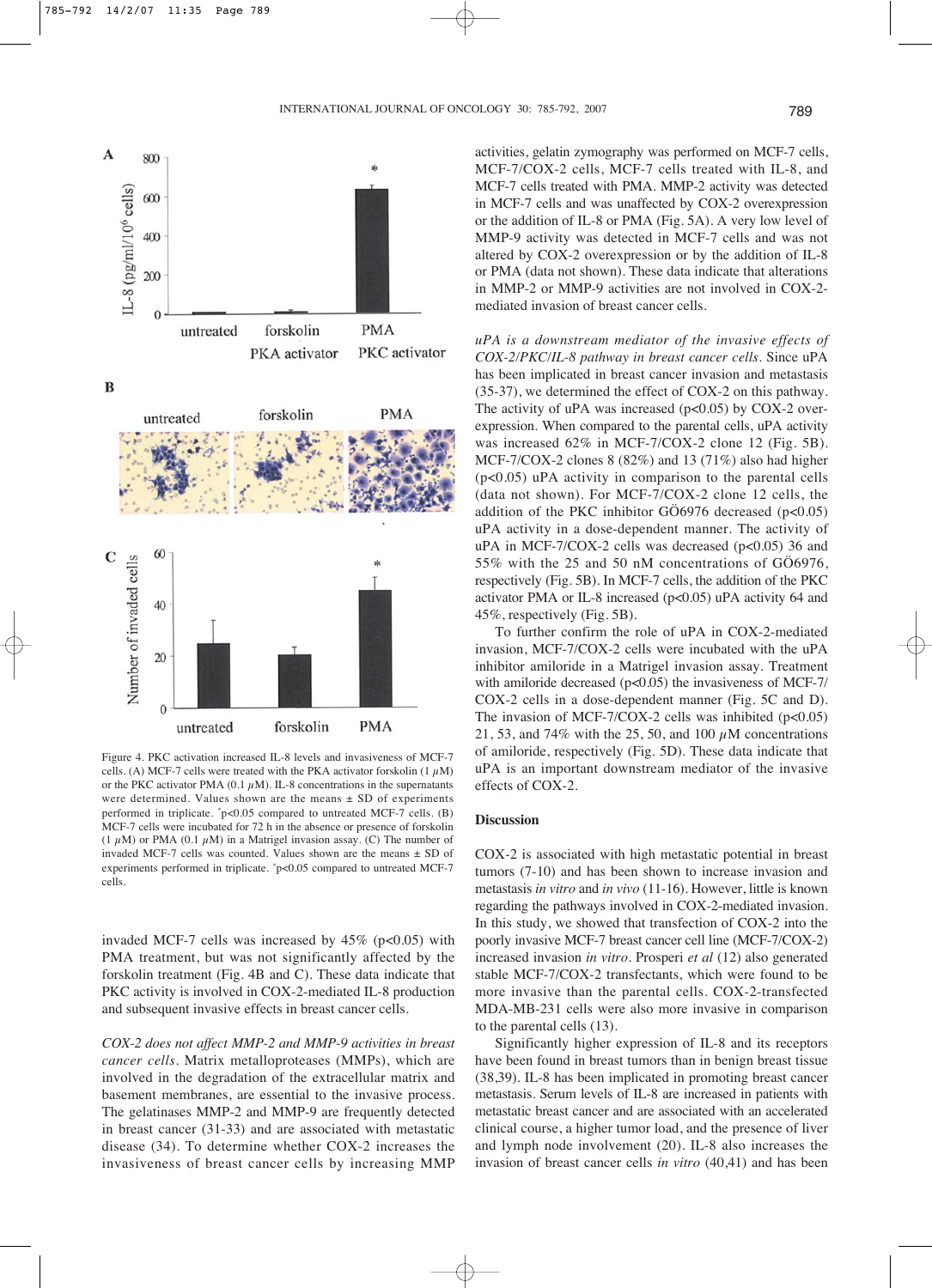Figure 4. PKC activation increased IL-8 levels and invasiveness of MCF-7 cells. (A) MCF-7 cells were treated with the PKA activator forskolin (1 $\mu$M) or the PKC activator PMA (0.1 $\mu$M). IL-8 concentrations in the supernatants were determined. Values shown are the means ± SD of experiments performed in triplicate. *p<0.05 compared to untreated MCF-7 cells. (B) MCF-7 cells were incubated for 72 h in the absence or presence of forskolin (1 $\mu$M) or PMA (0.1 $\mu$M) in a Matrigel invasion assay. (C) The number of invaded MCF-7 cells was counted. Values shown are the means ± SD of experiments performed in triplicate. *p<0.05 compared to untreated MCF-7 cells.

invaded MCF-7 cells was increased by 45% (p<0.05) with PMA treatment, but was not significantly affected by the forskolin treatment (Fig. 4B and C). These data indicate that PKC activity is involved in COX-2-mediated IL-8 production and subsequent invasive effects in breast cancer cells.

*COX-2 does not affect MMP-2 and MMP-9 activities in breast cancer cells*. Matrix metalloproteases (MMPs), which are involved in the degradation of the extracellular matrix and basement membranes, are essential to the invasive process. The gelatinases MMP-2 and MMP-9 are frequently detected in breast cancer (31-33) and are associated with metastatic disease (34). To determine whether COX-2 increases the invasiveness of breast cancer cells by increasing MMP activities, gelatin zymography was performed on MCF-7 cells, MCF-7/COX-2 cells, MCF-7 cells treated with IL-8, and MCF-7 cells treated with PMA. MMP-2 activity was detected in MCF-7 cells and was unaffected by COX-2 overexpression or the addition of IL-8 or PMA (Fig. 5A). A very low level of MMP-9 activity was detected in MCF-7 cells and was not altered by COX-2 overexpression or by the addition of IL-8 or PMA (data not shown). These data indicate that alterations in MMP-2 or MMP-9 activities are not involved in COX-2-mediated invasion of breast cancer cells.

*uPA is a downstream mediator of the invasive effects of COX-2/PKC/IL-8 pathway in breast cancer cells*. Since uPA has been implicated in breast cancer invasion and metastasis (35-37), we determined the effect of COX-2 on this pathway. The activity of uPA was increased (p<0.05) by COX-2 overexpression. When compared to the parental cells, uPA activity was increased 62% in MCF-7/COX-2 clone 12 (Fig. 5B). MCF-7/COX-2 clones 8 (82%) and 13 (71%) also had higher (p<0.05) uPA activity in comparison to the parental cells (data not shown). For MCF-7/COX-2 clone 12 cells, the addition of the PKC inhibitor GÖ6976 decreased (p<0.05) uPA activity in a dose-dependent manner. The activity of uPA in MCF-7/COX-2 cells was decreased (p<0.05) 36 and 55% with the 25 and 50 nM concentrations of GÖ6976, respectively (Fig. 5B). In MCF-7 cells, the addition of the PKC activator PMA or IL-8 increased (p<0.05) uPA activity 64 and 45%, respectively (Fig. 5B).

To further confirm the role of uPA in COX-2-mediated invasion, MCF-7/COX-2 cells were incubated with the uPA inhibitor amiloride in a Matrigel invasion assay. Treatment with amiloride decreased (p<0.05) the invasiveness of MCF-7/COX-2 cells in a dose-dependent manner (Fig. 5C and D). The invasion of MCF-7/COX-2 cells was inhibited (p<0.05) 21, 53, and 74% with the 25, 50, and 100 $\mu$M concentrations of amiloride, respectively (Fig. 5D). These data indicate that uPA is an important downstream mediator of the invasive effects of COX-2.

## Discussion

COX-2 is associated with high metastatic potential in breast tumors (7-10) and has been shown to increase invasion and metastasis *in vitro* and *in vivo* (11-16). However, little is known regarding the pathways involved in COX-2-mediated invasion. In this study, we showed that transfection of COX-2 into the poorly invasive MCF-7 breast cancer cell line (MCF-7/COX-2) increased invasion *in vitro*. Prosperi *et al* (12) also generated stable MCF-7/COX-2 transfectants, which were found to be more invasive than the parental cells. COX-2-transfected MDA-MB-231 cells were also more invasive in comparison to the parental cells (13).

Significantly higher expression of IL-8 and its receptors have been found in breast tumors than in benign breast tissue (38,39). IL-8 has been implicated in promoting breast cancer metastasis. Serum levels of IL-8 are increased in patients with metastatic breast cancer and are associated with an accelerated clinical course, a higher tumor load, and the presence of liver and lymph node involvement (20). IL-8 also increases the invasion of breast cancer cells *in vitro* (40,41) and has been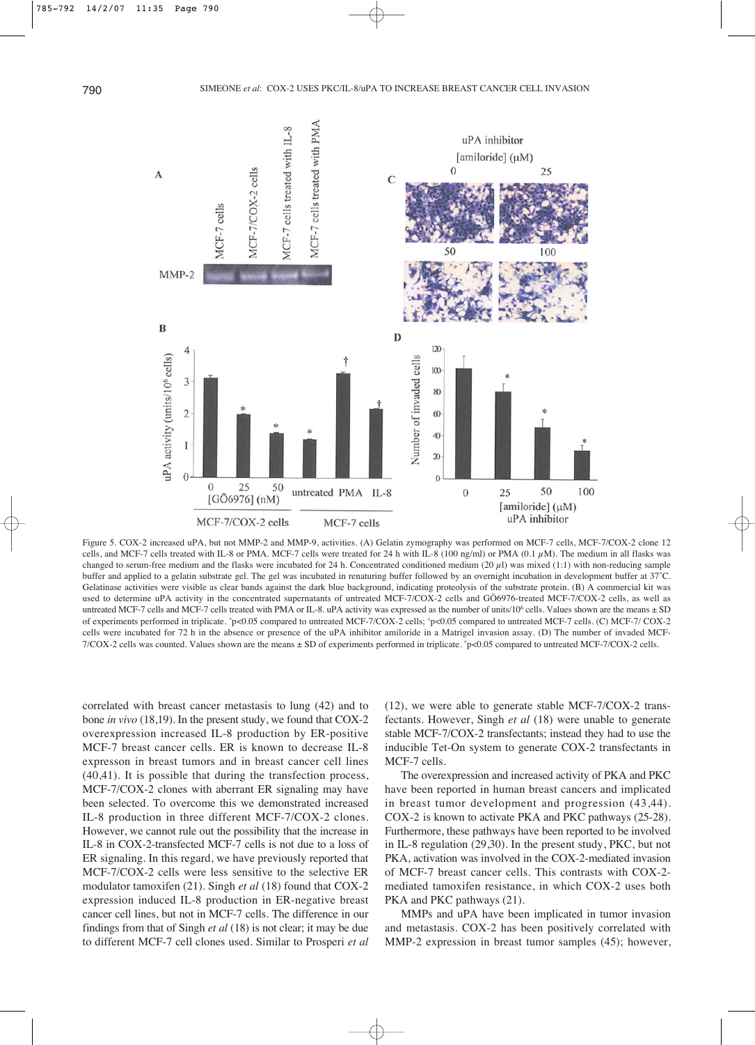Figure 5. COX-2 increased uPA, but not MMP-2 and MMP-9, activities. (A) Gelatin zymography was performed on MCF-7 cells, MCF-7/COX-2 clone 12 cells, and MCF-7 cells treated with IL-8 or PMA. MCF-7 cells were treated for 24 h with IL-8 (100 ng/ml) or PMA (0.1 $\mu$M). The medium in all flasks was changed to serum-free medium and the flasks were incubated for 24 h. Concentrated conditioned medium (20 $\mu$l) was mixed (1:1) with non-reducing sample buffer and applied to a gelatin substrate gel. The gel was incubated in renaturing buffer followed by an overnight incubation in development buffer at 37˚C. Gelatinase activities were visible as clear bands against the dark blue background, indicating proteolysis of the substrate protein. (B) A commercial kit was used to determine uPA activity in the concentrated supernatants of untreated MCF-7/COX-2 cells and GÖ6976-treated MCF-7/COX-2 cells, as well as untreated MCF-7 cells and MCF-7 cells treated with PMA or IL-8. uPA activity was expressed as the number of units/$10^6$ cells. Values shown are the means ± SD of experiments performed in triplicate. [*]p<0.05 compared to untreated MCF-7/COX-2 cells; [†]p<0.05 compared to untreated MCF-7 cells. (C) MCF-7/ COX-2 cells were incubated for 72 h in the absence or presence of the uPA inhibitor amiloride in a Matrigel invasion assay. (D) The number of invaded MCF-7/COX-2 cells was counted. Values shown are the means ± SD of experiments performed in triplicate. [*]p<0.05 compared to untreated MCF-7/COX-2 cells.

correlated with breast cancer metastasis to lung (42) and to bone *in vivo* (18,19). In the present study, we found that COX-2 overexpression increased IL-8 production by ER-positive MCF-7 breast cancer cells. ER is known to decrease IL-8 expression in breast tumors and in breast cancer cell lines (40,41). It is possible that during the transfection process, MCF-7/COX-2 clones with aberrant ER signaling may have been selected. To overcome this we demonstrated increased IL-8 production in three different MCF-7/COX-2 clones. However, we cannot rule out the possibility that the increase in IL-8 in COX-2-transfected MCF-7 cells is not due to a loss of ER signaling. In this regard, we have previously reported that MCF-7/COX-2 cells were less sensitive to the selective ER modulator tamoxifen (21). Singh *et al* (18) found that COX-2 expression induced IL-8 production in ER-negative breast cancer cell lines, but not in MCF-7 cells. The difference in our findings from that of Singh *et al* (18) is not clear; it may be due to different MCF-7 cell clones used. Similar to Prosperi *et al* (12), we were able to generate stable MCF-7/COX-2 transfectants. However, Singh *et al* (18) were unable to generate stable MCF-7/COX-2 transfectants; instead they had to use the inducible Tet-On system to generate COX-2 transfectants in MCF-7 cells.

The overexpression and increased activity of PKA and PKC have been reported in human breast cancers and implicated in breast tumor development and progression (43,44). COX-2 is known to activate PKA and PKC pathways (25-28). Furthermore, these pathways have been reported to be involved in IL-8 regulation (29,30). In the present study, PKC, but not PKA, activation was involved in the COX-2-mediated invasion of MCF-7 breast cancer cells. This contrasts with COX-2-mediated tamoxifen resistance, in which COX-2 uses both PKA and PKC pathways (21).

MMPs and uPA have been implicated in tumor invasion and metastasis. COX-2 has been positively correlated with MMP-2 expression in breast tumor samples (45); however,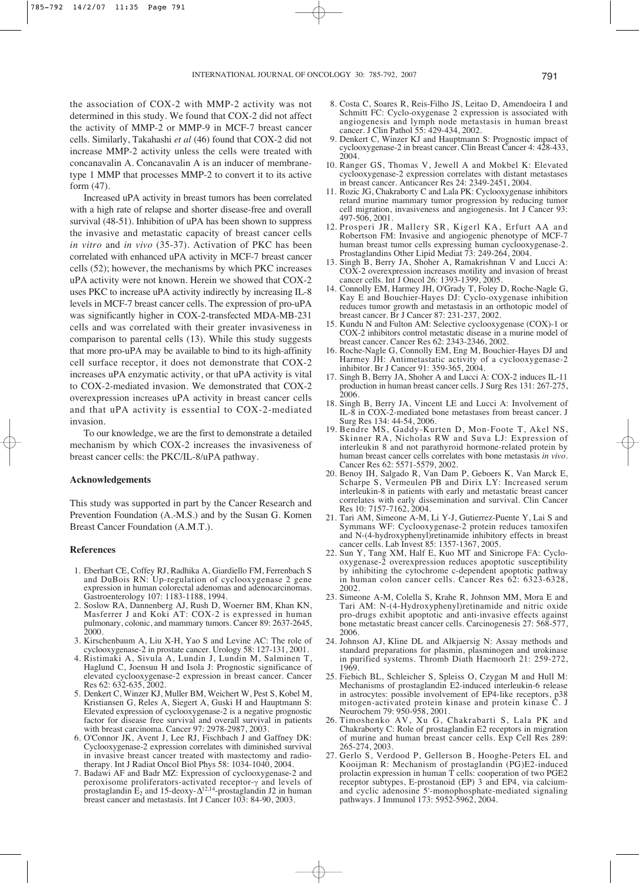the association of COX-2 with MMP-2 activity was not determined in this study. We found that COX-2 did not affect the activity of MMP-2 or MMP-9 in MCF-7 breast cancer cells. Similarly, Takahashi *et al* (46) found that COX-2 did not increase MMP-2 activity unless the cells were treated with concanavalin A. Concanavalin A is an inducer of membrane-type 1 MMP that processes MMP-2 to convert it to its active form (47).

Increased uPA activity in breast tumors has been correlated with a high rate of relapse and shorter disease-free and overall survival (48-51). Inhibition of uPA has been shown to suppress the invasive and metastatic capacity of breast cancer cells *in vitro* and *in vivo* (35-37). Activation of PKC has been correlated with enhanced uPA activity in MCF-7 breast cancer cells (52); however, the mechanisms by which PKC increases uPA activity were not known. Herein we showed that COX-2 uses PKC to increase uPA activity indirectly by increasing IL-8 levels in MCF-7 breast cancer cells. The expression of pro-uPA was significantly higher in COX-2-transfected MDA-MB-231 cells and was correlated with their greater invasiveness in comparison to parental cells (13). While this study suggests that more pro-uPA may be available to bind to its high-affinity cell surface receptor, it does not demonstrate that COX-2 increases uPA enzymatic activity, or that uPA activity is vital to COX-2-mediated invasion. We demonstrated that COX-2 overexpression increases uPA activity in breast cancer cells and that uPA activity is essential to COX-2-mediated invasion.

To our knowledge, we are the first to demonstrate a detailed mechanism by which COX-2 increases the invasiveness of breast cancer cells: the PKC/IL-8/uPA pathway.

## Acknowledgements

This study was supported in part by the Cancer Research and Prevention Foundation (A.-M.S.) and by the Susan G. Komen Breast Cancer Foundation (A.M.T.).

## References

1. Eberhart CE, Coffey RJ, Radhika A, Giardiello FM, Ferrenbach S and DuBois RN: Up-regulation of cyclooxygenase 2 gene expression in human colorectal adenomas and adenocarcinomas. Gastroenterology 107: 1183-1188, 1994.
2. Soslow RA, Dannenberg AJ, Rush D, Woerner BM, Khan KN, Masferrer J and Koki AT: COX-2 is expressed in human pulmonary, colonic, and mammary tumors. Cancer 89: 2637-2645, 2000.
3. Kirschenbaum A, Liu X-H, Yao S and Levine AC: The role of cyclooxygenase-2 in prostate cancer. Urology 58: 127-131, 2001.
4. Ristimaki A, Sivula A, Lundin J, Lundin M, Salminen T, Haglund C, Joensuu H and Isola J: Prognostic significance of elevated cyclooxygenase-2 expression in breast cancer. Cancer Res 62: 632-635, 2002.
5. Denkert C, Winzer KJ, Muller BM, Weichert W, Pest S, Kobel M, Kristiansen G, Reles A, Siegert A, Guski H and Hauptmann S: Elevated expression of cyclooxygenase-2 is a negative prognostic factor for disease free survival and overall survival in patients with breast carcinoma. Cancer 97: 2978-2987, 2003.
6. O'Connor JK, Avent J, Lee RJ, Fischbach J and Gaffney DK: Cyclooxygenase-2 expression correlates with diminished survival in invasive breast cancer treated with mastectomy and radiotherapy. Int J Radiat Oncol Biol Phys 58: 1034-1040, 2004.
7. Badawi AF and Badr MZ: Expression of cyclooxygenase-2 and peroxisome proliferators-activated receptor-γ and levels of prostaglandin $E_2$ and 15-deoxy-$\Delta^{12,14}$-prostaglandin J2 in human breast cancer and metastasis. Int J Cancer 103: 84-90, 2003.
8. Costa C, Soares R, Reis-Filho JS, Leitao D, Amendoeira I and Schmitt FC: Cyclo-oxygenase 2 expression is associated with angiogenesis and lymph node metastasis in human breast cancer. J Clin Pathol 55: 429-434, 2002.
9. Denkert C, Winzer KJ and Hauptmann S: Prognostic impact of cyclooxygenase-2 in breast cancer. Clin Breast Cancer 4: 428-433, 2004.
10. Ranger GS, Thomas V, Jewell A and Mokbel K: Elevated cyclooxygenase-2 expression correlates with distant metastases in breast cancer. Anticancer Res 24: 2349-2451, 2004.
11. Rozic JG, Chakraborty C and Lala PK: Cyclooxygenase inhibitors retard murine mammary tumor progression by reducing tumor cell migration, invasiveness and angiogenesis. Int J Cancer 93: 497-506, 2001.
12. Prosperi JR, Mallery SR, Kigerl KA, Erfurt AA and Robertson FM: Invasive and angiogenic phenotype of MCF-7 human breast tumor cells expressing human cyclooxygenase-2. Prostaglandins Other Lipid Mediat 73: 249-264, 2004.
13. Singh B, Berry JA, Shoher A, Ramakrishnan V and Lucci A: COX-2 overexpression increases motility and invasion of breast cancer cells. Int J Oncol 26: 1393-1399, 2005.
14. Connolly EM, Harmey JH, O'Grady T, Foley D, Roche-Nagle G, Kay E and Bouchier-Hayes DJ: Cyclo-oxygenase inhibition reduces tumor growth and metastasis in an orthotopic model of breast cancer. Br J Cancer 87: 231-237, 2002.
15. Kundu N and Fulton AM: Selective cyclooxygenase (COX)-1 or COX-2 inhibitors control metastatic disease in a murine model of breast cancer. Cancer Res 62: 2343-2346, 2002.
16. Roche-Nagle G, Connolly EM, Eng M, Bouchier-Hayes DJ and Harmey JH: Antimetastatic activity of a cyclooxygenase-2 inhibitor. Br J Cancer 91: 359-365, 2004.
17. Singh B, Berry JA, Shoher A and Lucci A: COX-2 induces IL-11 production in human breast cancer cells. J Surg Res 131: 267-275, 2006.
18. Singh B, Berry JA, Vincent LE and Lucci A: Involvement of IL-8 in COX-2-mediated bone metastases from breast cancer. J Surg Res 134: 44-54, 2006.
19. Bendre MS, Gaddy-Kurten D, Mon-Foote T, Akel NS, Skinner RA, Nicholas RW and Suva LJ: Expression of interleukin 8 and not parathyroid hormone-related protein by human breast cancer cells correlates with bone metastasis *in vivo*. Cancer Res 62: 5571-5579, 2002.
20. Benoy IH, Salgado R, Van Dam P, Geboers K, Van Marck E, Scharpe S, Vermeulen PB and Dirix LY: Increased serum interleukin-8 in patients with early and metastatic breast cancer correlates with early dissemination and survival. Clin Cancer Res 10: 7157-7162, 2004.
21. Tari AM, Simeone A-M, Li Y-J, Gutierrez-Puente Y, Lai S and Symmans WF: Cyclooxygenase-2 protein reduces tamoxifen and N-(4-hydroxyphenyl)retinamide inhibitory effects in breast cancer cells. Lab Invest 85: 1357-1367, 2005.
22. Sun Y, Tang XM, Half E, Kuo MT and Sinicrope FA: Cyclooxygenase-2 overexpression reduces apoptotic susceptibility by inhibiting the cytochrome c-dependent apoptotic pathway in human colon cancer cells. Cancer Res 62: 6323-6328, 2002.
23. Simeone A-M, Colella S, Krahe R, Johnson MM, Mora E and Tari AM: N-(4-Hydroxyphenyl)retinamide and nitric oxide pro-drugs exhibit apoptotic and anti-invasive effects against bone metastatic breast cancer cells. Carcinogenesis 27: 568-577, 2006.
24. Johnson AJ, Kline DL and Alkjaersig N: Assay methods and standard preparations for plasmin, plasminogen and urokinase in purified systems. Thromb Diath Haemoorh 21: 259-272, 1969.
25. Fiebich BL, Schleicher S, Spleiss O, Czygan M and Hull M: Mechanisms of prostaglandin E2-induced interleukin-6 release in astrocytes: possible involvement of EP4-like receptors, p38 mitogen-activated protein kinase and protein kinase C. J Neurochem 79: 950-958, 2001.
26. Timoshenko AV, Xu G, Chakrabarti S, Lala PK and Chakraborty C: Role of prostaglandin E2 receptors in migration of murine and human breast cancer cells. Exp Cell Res 289: 265-274, 2003.
27. Gerlo S, Verdood P, Gellerson B, Hooghe-Peters EL and Kooijman R: Mechanism of prostaglandin (PG)E2-induced prolactin expression in human T cells: cooperation of two PGE2 receptor subtypes, E-prostanoid (EP) 3 and EP4, via calcium- and cyclic adenosine 5'-monophosphate-mediated signaling pathways. J Immunol 173: 5952-5962, 2004.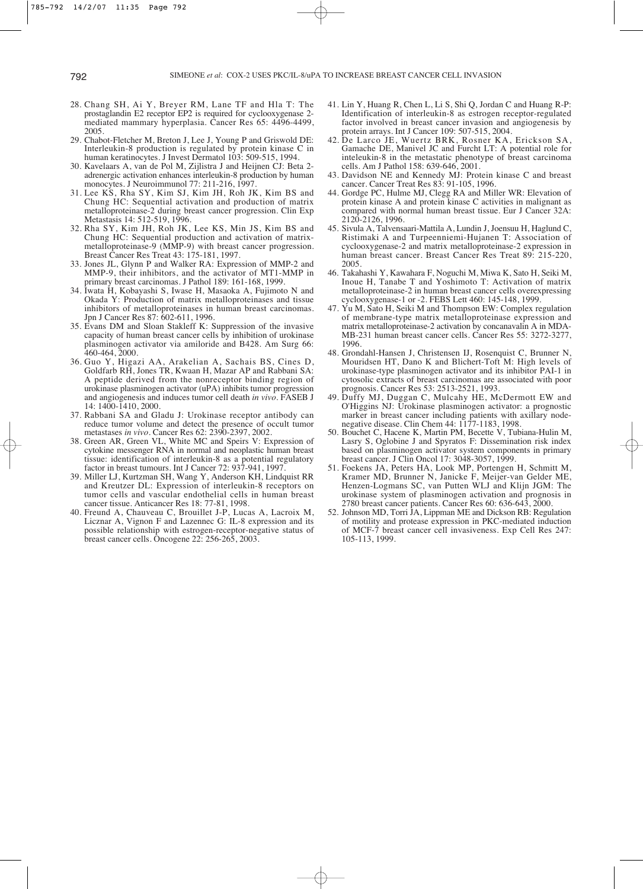28. Chang SH, Ai Y, Breyer RM, Lane TF and Hla T: The prostaglandin E2 receptor EP2 is required for cyclooxygenase 2-mediated mammary hyperplasia. Cancer Res 65: 4496-4499, 2005.
29. Chabot-Fletcher M, Breton J, Lee J, Young P and Griswold DE: Interleukin-8 production is regulated by protein kinase C in human keratinocytes. J Invest Dermatol 103: 509-515, 1994.
30. Kavelaars A, van de Pol M, Zijlistra J and Heijnen CJ: Beta 2-adrenergic activation enhances interleukin-8 production by human monocytes. J Neuroimmunol 77: 211-216, 1997.
31. Lee KS, Rha SY, Kim SJ, Kim JH, Roh JK, Kim BS and Chung HC: Sequential activation and production of matrix metalloproteinase-2 during breast cancer progression. Clin Exp Metastasis 14: 512-519, 1996.
32. Rha SY, Kim JH, Roh JK, Lee KS, Min JS, Kim BS and Chung HC: Sequential production and activation of matrix-metalloproteinase-9 (MMP-9) with breast cancer progression. Breast Cancer Res Treat 43: 175-181, 1997.
33. Jones JL, Glynn P and Walker RA: Expression of MMP-2 and MMP-9, their inhibitors, and the activator of MT1-MMP in primary breast carcinomas. J Pathol 189: 161-168, 1999.
34. Iwata H, Kobayashi S, Iwase H, Masaoka A, Fujimoto N and Okada Y: Production of matrix metalloproteinases and tissue inhibitors of metalloproteinases in human breast carcinomas. Jpn J Cancer Res 87: 602-611, 1996.
35. Evans DM and Sloan Stakleff K: Suppression of the invasive capacity of human breast cancer cells by inhibition of urokinase plasminogen activator via amiloride and B428. Am Surg 66: 460-464, 2000.
36. Guo Y, Higazi AA, Arakelian A, Sachais BS, Cines D, Goldfarb RH, Jones TR, Kwaan H, Mazar AP and Rabbani SA: A peptide derived from the nonreceptor binding region of urokinase plasminogen activator (uPA) inhibits tumor progression and angiogenesis and induces tumor cell death *in vivo*. FASEB J 14: 1400-1410, 2000.
37. Rabbani SA and Gladu J: Urokinase receptor antibody can reduce tumor volume and detect the presence of occult tumor metastases *in vivo*. Cancer Res 62: 2390-2397, 2002.
38. Green AR, Green VL, White MC and Speirs V: Expression of cytokine messenger RNA in normal and neoplastic human breast tissue: identification of interleukin-8 as a potential regulatory factor in breast tumours. Int J Cancer 72: 937-941, 1997.
39. Miller LJ, Kurtzman SH, Wang Y, Anderson KH, Lindquist RR and Kreutzer DL: Expression of interleukin-8 receptors on tumor cells and vascular endothelial cells in human breast cancer tissue. Anticancer Res 18: 77-81, 1998.
40. Freund A, Chauveau C, Brouillet J-P, Lucas A, Lacroix M, Licznar A, Vignon F and Lazennec G: IL-8 expression and its possible relationship with estrogen-receptor-negative status of breast cancer cells. Oncogene 22: 256-265, 2003.
41. Lin Y, Huang R, Chen L, Li S, Shi Q, Jordan C and Huang R-P: Identification of interleukin-8 as estrogen receptor-regulated factor involved in breast cancer invasion and angiogenesis by protein arrays. Int J Cancer 109: 507-515, 2004.
42. De Larco JE, Wuertz BRK, Rosner KA, Erickson SA, Gamache DE, Manivel JC and Furcht LT: A potential role for inteleukin-8 in the metastatic phenotype of breast carcinoma cells. Am J Pathol 158: 639-646, 2001.
43. Davidson NE and Kennedy MJ: Protein kinase C and breast cancer. Cancer Treat Res 83: 91-105, 1996.
44. Gordge PC, Hulme MJ, Clegg RA and Miller WR: Elevation of protein kinase A and protein kinase C activities in malignant as compared with normal human breast tissue. Eur J Cancer 32A: 2120-2126, 1996.
45. Sivula A, Talvensaari-Mattila A, Lundin J, Joensuu H, Haglund C, Ristimaki A and Turpeenniemi-Hujanen T: Association of cyclooxygenase-2 and matrix metalloproteinase-2 expression in human breast cancer. Breast Cancer Res Treat 89: 215-220, 2005.
46. Takahashi Y, Kawahara F, Noguchi M, Miwa K, Sato H, Seiki M, Inoue H, Tanabe T and Yoshimoto T: Activation of matrix metalloproteinase-2 in human breast cancer cells overexpressing cyclooxygenase-1 or -2. FEBS Lett 460: 145-148, 1999.
47. Yu M, Sato H, Seiki M and Thompson EW: Complex regulation of membrane-type matrix metalloproteinase expression and matrix metalloproteinase-2 activation by concanavalin A in MDA-MB-231 human breast cancer cells. Cancer Res 55: 3272-3277, 1996.
48. Grondahl-Hansen J, Christensen IJ, Rosenquist C, Brunner N, Mouridsen HT, Dano K and Blichert-Toft M: High levels of urokinase-type plasminogen activator and its inhibitor PAI-1 in cytosolic extracts of breast carcinomas are associated with poor prognosis. Cancer Res 53: 2513-2521, 1993.
49. Duffy MJ, Duggan C, Mulcahy HE, McDermott EW and O'Higgins NJ: Urokinase plasminogen activator: a prognostic marker in breast cancer including patients with axillary node-negative disease. Clin Chem 44: 1177-1183, 1998.
50. Bouchet C, Hacene K, Martin PM, Becette V, Tubiana-Hulin M, Lasry S, Oglobine J and Spyratos F: Dissemination risk index based on plasminogen activator system components in primary breast cancer. J Clin Oncol 17: 3048-3057, 1999.
51. Foekens JA, Peters HA, Look MP, Portengen H, Schmitt M, Kramer MD, Brunner N, Janicke F, Meijer-van Gelder ME, Henzen-Logmans SC, van Putten WLJ and Klijn JGM: The urokinase system of plasminogen activation and prognosis in 2780 breast cancer patients. Cancer Res 60: 636-643, 2000.
52. Johnson MD, Torri JA, Lippman ME and Dickson RB: Regulation of motility and protease expression in PKC-mediated induction of MCF-7 breast cancer cell invasiveness. Exp Cell Res 247: 105-113, 1999.